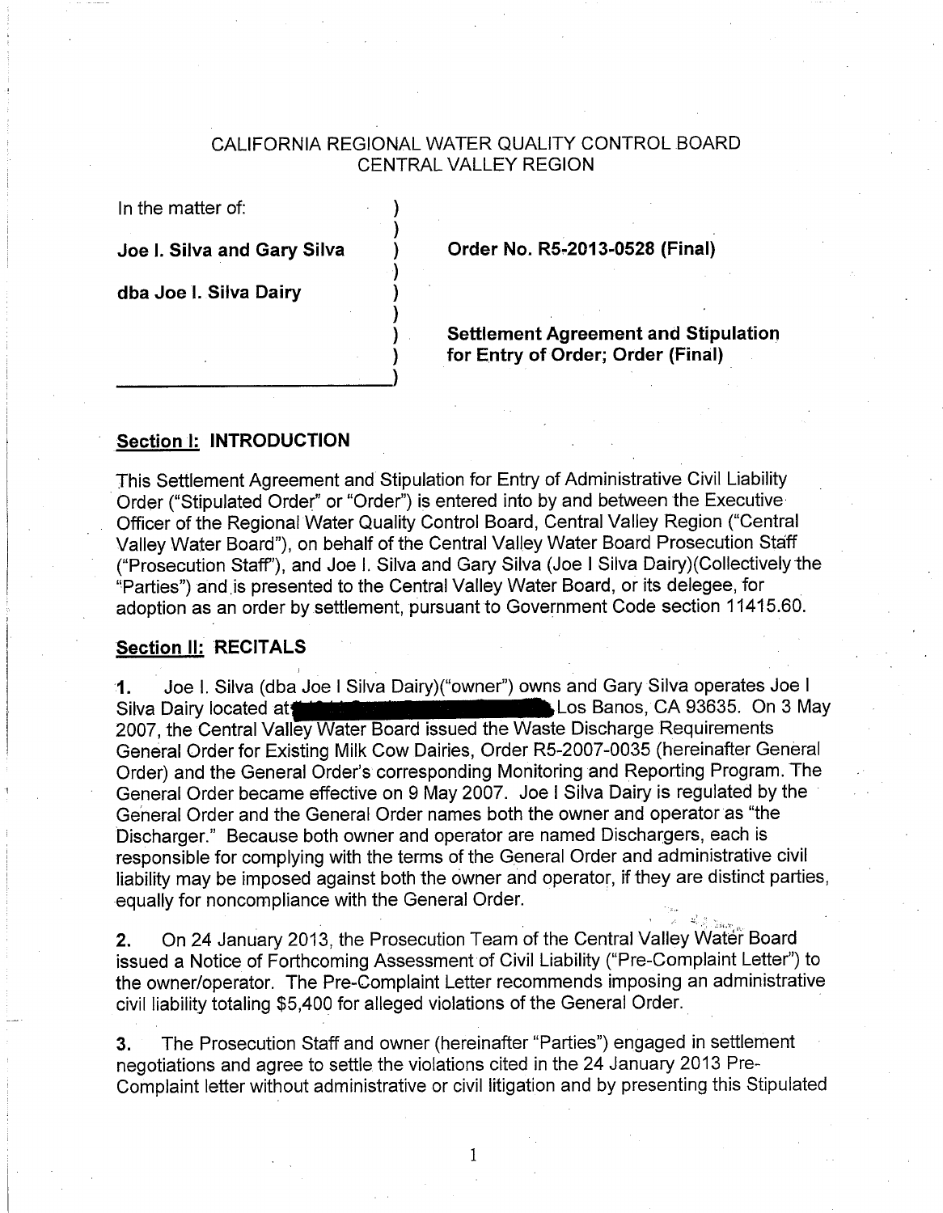CALIFORNIA REGIONAL WATER QUALITY CONTROL BOARD
CENTRAL VALLEY REGION

| In the matter of: | |
|---|---|
| **Joe I. Silva and Gary Silva** | **Order No. R5-2013-0528 (Final)** |
| **dba Joe I. Silva Dairy** | |
| | **Settlement Agreement and Stipulation for Entry of Order; Order (Final)** |

## Section I: INTRODUCTION

This Settlement Agreement and Stipulation for Entry of Administrative Civil Liability Order ("Stipulated Order" or "Order") is entered into by and between the Executive Officer of the Regional Water Quality Control Board, Central Valley Region ("Central Valley Water Board"), on behalf of the Central Valley Water Board Prosecution Staff ("Prosecution Staff"), and Joe I. Silva and Gary Silva (Joe I Silva Dairy)(Collectively the "Parties") and is presented to the Central Valley Water Board, or its delegee, for adoption as an order by settlement, pursuant to Government Code section 11415.60.

## Section II: RECITALS

**1.** Joe I. Silva (dba Joe I Silva Dairy)("owner") owns and Gary Silva operates Joe I Silva Dairy located at [redacted] Los Banos, CA 93635. On 3 May 2007, the Central Valley Water Board issued the Waste Discharge Requirements General Order for Existing Milk Cow Dairies, Order R5-2007-0035 (hereinafter General Order) and the General Order's corresponding Monitoring and Reporting Program. The General Order became effective on 9 May 2007. Joe I Silva Dairy is regulated by the General Order and the General Order names both the owner and operator as "the Discharger." Because both owner and operator are named Dischargers, each is responsible for complying with the terms of the General Order and administrative civil liability may be imposed against both the owner and operator, if they are distinct parties, equally for noncompliance with the General Order.

**2.** On 24 January 2013, the Prosecution Team of the Central Valley Water Board issued a Notice of Forthcoming Assessment of Civil Liability ("Pre-Complaint Letter") to the owner/operator. The Pre-Complaint Letter recommends imposing an administrative civil liability totaling $5,400 for alleged violations of the General Order.

**3.** The Prosecution Staff and owner (hereinafter "Parties") engaged in settlement negotiations and agree to settle the violations cited in the 24 January 2013 Pre-Complaint letter without administrative or civil litigation and by presenting this Stipulated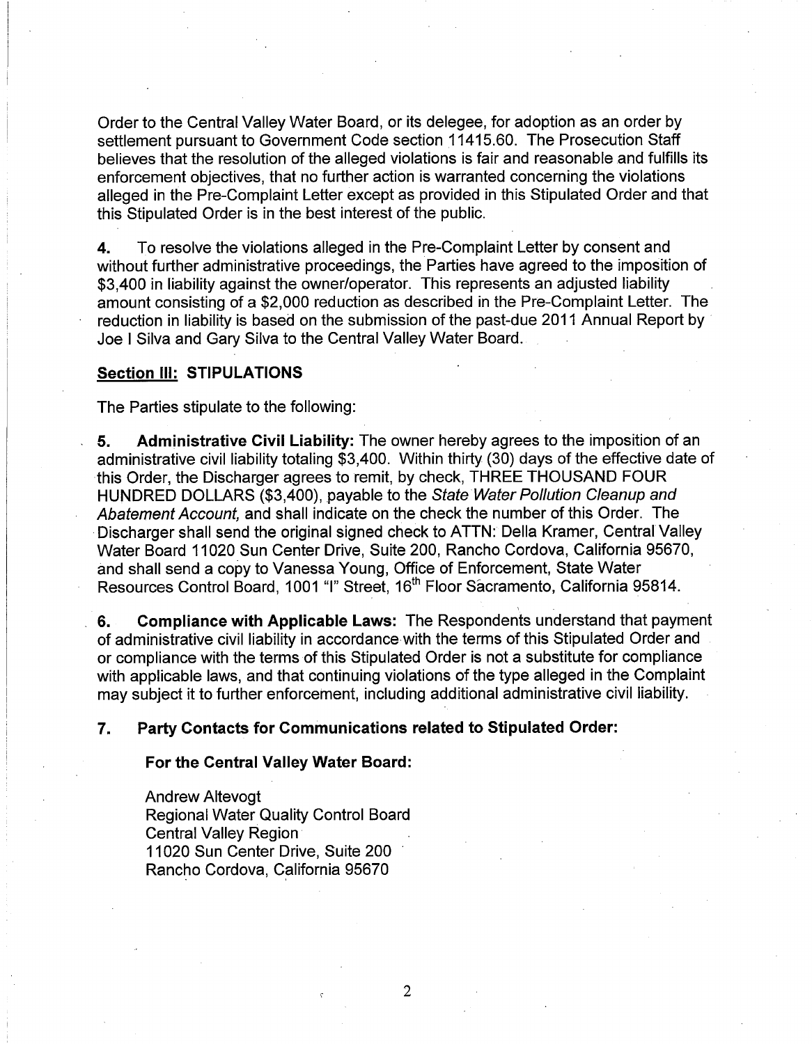Order to the Central Valley Water Board, or its delegee, for adoption as an order by settlement pursuant to Government Code section 11415.60. The Prosecution Staff believes that the resolution of the alleged violations is fair and reasonable and fulfills its enforcement objectives, that no further action is warranted concerning the violations alleged in the Pre-Complaint Letter except as provided in this Stipulated Order and that this Stipulated Order is in the best interest of the public.

**4.** To resolve the violations alleged in the Pre-Complaint Letter by consent and without further administrative proceedings, the Parties have agreed to the imposition of $3,400 in liability against the owner/operator. This represents an adjusted liability amount consisting of a $2,000 reduction as described in the Pre-Complaint Letter. The reduction in liability is based on the submission of the past-due 2011 Annual Report by Joe I Silva and Gary Silva to the Central Valley Water Board.

## Section III: STIPULATIONS

The Parties stipulate to the following:

**5. Administrative Civil Liability:** The owner hereby agrees to the imposition of an administrative civil liability totaling $3,400. Within thirty (30) days of the effective date of this Order, the Discharger agrees to remit, by check, THREE THOUSAND FOUR HUNDRED DOLLARS ($3,400), payable to the *State Water Pollution Cleanup and Abatement Account,* and shall indicate on the check the number of this Order. The Discharger shall send the original signed check to ATTN: Della Kramer, Central Valley Water Board 11020 Sun Center Drive, Suite 200, Rancho Cordova, California 95670, and shall send a copy to Vanessa Young, Office of Enforcement, State Water Resources Control Board, 1001 "I" Street, 16th Floor Sacramento, California 95814.

**6. Compliance with Applicable Laws:** The Respondents understand that payment of administrative civil liability in accordance with the terms of this Stipulated Order and or compliance with the terms of this Stipulated Order is not a substitute for compliance with applicable laws, and that continuing violations of the type alleged in the Complaint may subject it to further enforcement, including additional administrative civil liability.

**7. Party Contacts for Communications related to Stipulated Order:**

**For the Central Valley Water Board:**

Andrew Altevogt
Regional Water Quality Control Board
Central Valley Region
11020 Sun Center Drive, Suite 200
Rancho Cordova, California 95670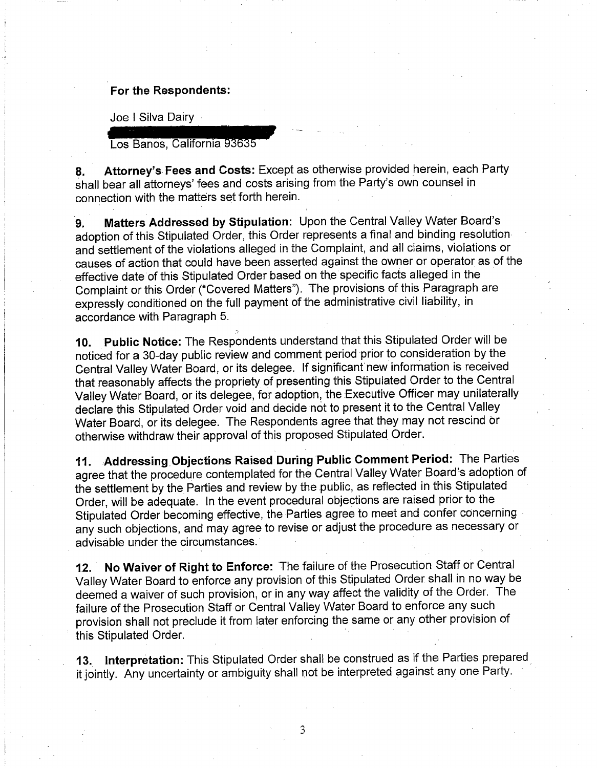**For the Respondents:**

Joe I Silva Dairy

Los Banos, California 93635

**8. Attorney's Fees and Costs:** Except as otherwise provided herein, each Party shall bear all attorneys' fees and costs arising from the Party's own counsel in connection with the matters set forth herein.

**9. Matters Addressed by Stipulation:** Upon the Central Valley Water Board's adoption of this Stipulated Order, this Order represents a final and binding resolution and settlement of the violations alleged in the Complaint, and all claims, violations or causes of action that could have been asserted against the owner or operator as of the effective date of this Stipulated Order based on the specific facts alleged in the Complaint or this Order ("Covered Matters"). The provisions of this Paragraph are expressly conditioned on the full payment of the administrative civil liability, in accordance with Paragraph 5.

**10. Public Notice:** The Respondents understand that this Stipulated Order will be noticed for a 30-day public review and comment period prior to consideration by the Central Valley Water Board, or its delegee. If significant new information is received that reasonably affects the propriety of presenting this Stipulated Order to the Central Valley Water Board, or its delegee, for adoption, the Executive Officer may unilaterally declare this Stipulated Order void and decide not to present it to the Central Valley Water Board, or its delegee. The Respondents agree that they may not rescind or otherwise withdraw their approval of this proposed Stipulated Order.

**11. Addressing Objections Raised During Public Comment Period:** The Parties agree that the procedure contemplated for the Central Valley Water Board's adoption of the settlement by the Parties and review by the public, as reflected in this Stipulated Order, will be adequate. In the event procedural objections are raised prior to the Stipulated Order becoming effective, the Parties agree to meet and confer concerning any such objections, and may agree to revise or adjust the procedure as necessary or advisable under the circumstances.

**12. No Waiver of Right to Enforce:** The failure of the Prosecution Staff or Central Valley Water Board to enforce any provision of this Stipulated Order shall in no way be deemed a waiver of such provision, or in any way affect the validity of the Order. The failure of the Prosecution Staff or Central Valley Water Board to enforce any such provision shall not preclude it from later enforcing the same or any other provision of this Stipulated Order.

**13. Interpretation:** This Stipulated Order shall be construed as if the Parties prepared it jointly. Any uncertainty or ambiguity shall not be interpreted against any one Party.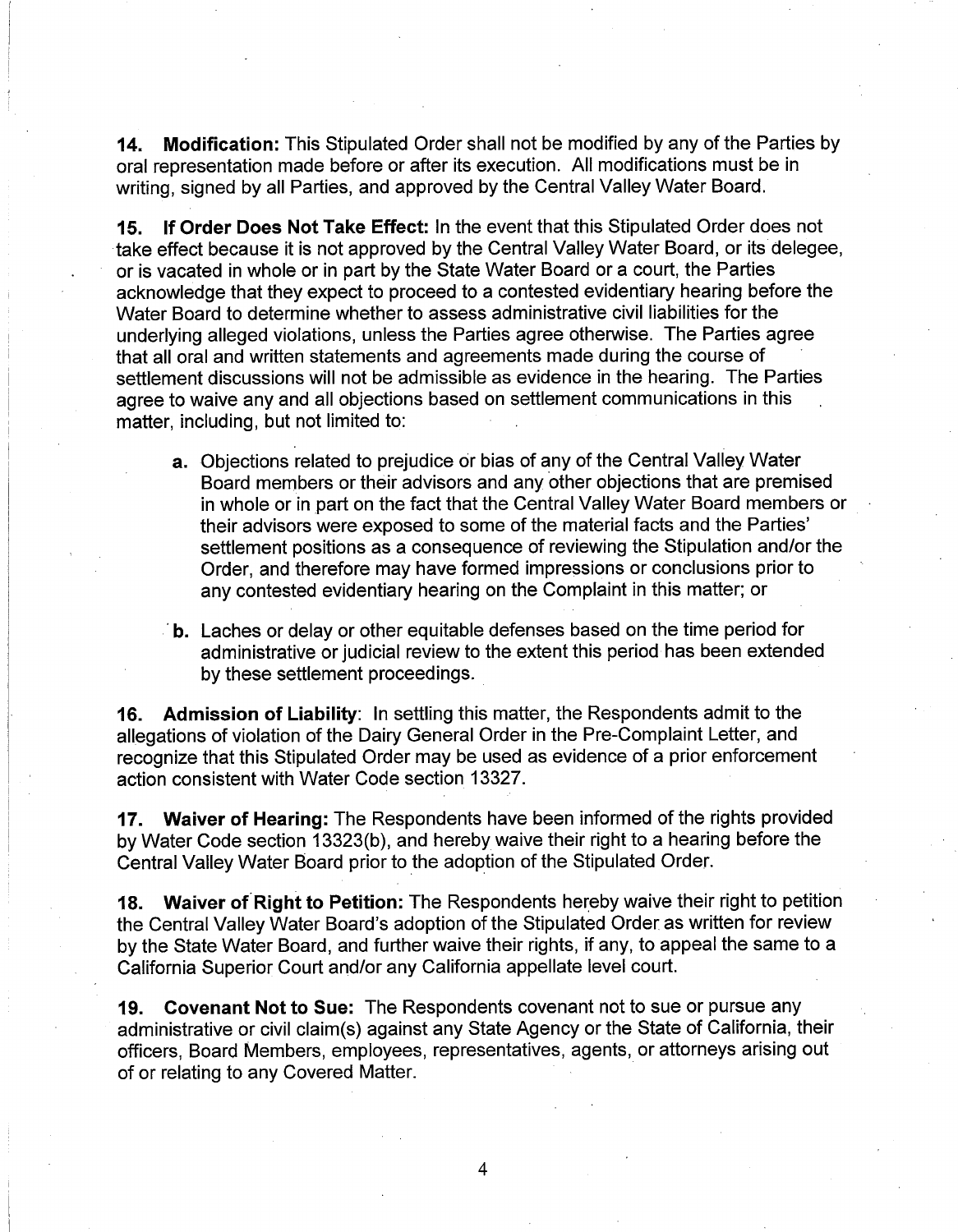**14. Modification:** This Stipulated Order shall not be modified by any of the Parties by oral representation made before or after its execution. All modifications must be in writing, signed by all Parties, and approved by the Central Valley Water Board.

**15. If Order Does Not Take Effect:** In the event that this Stipulated Order does not take effect because it is not approved by the Central Valley Water Board, or its delegee, or is vacated in whole or in part by the State Water Board or a court, the Parties acknowledge that they expect to proceed to a contested evidentiary hearing before the Water Board to determine whether to assess administrative civil liabilities for the underlying alleged violations, unless the Parties agree otherwise. The Parties agree that all oral and written statements and agreements made during the course of settlement discussions will not be admissible as evidence in the hearing. The Parties agree to waive any and all objections based on settlement communications in this matter, including, but not limited to:

- **a.** Objections related to prejudice or bias of any of the Central Valley Water Board members or their advisors and any other objections that are premised in whole or in part on the fact that the Central Valley Water Board members or their advisors were exposed to some of the material facts and the Parties' settlement positions as a consequence of reviewing the Stipulation and/or the Order, and therefore may have formed impressions or conclusions prior to any contested evidentiary hearing on the Complaint in this matter; or

- **b.** Laches or delay or other equitable defenses based on the time period for administrative or judicial review to the extent this period has been extended by these settlement proceedings.

**16. Admission of Liability**: In settling this matter, the Respondents admit to the allegations of violation of the Dairy General Order in the Pre-Complaint Letter, and recognize that this Stipulated Order may be used as evidence of a prior enforcement action consistent with Water Code section 13327.

**17. Waiver of Hearing:** The Respondents have been informed of the rights provided by Water Code section 13323(b), and hereby waive their right to a hearing before the Central Valley Water Board prior to the adoption of the Stipulated Order.

**18. Waiver of Right to Petition:** The Respondents hereby waive their right to petition the Central Valley Water Board's adoption of the Stipulated Order as written for review by the State Water Board, and further waive their rights, if any, to appeal the same to a California Superior Court and/or any California appellate level court.

**19. Covenant Not to Sue:** The Respondents covenant not to sue or pursue any administrative or civil claim(s) against any State Agency or the State of California, their officers, Board Members, employees, representatives, agents, or attorneys arising out of or relating to any Covered Matter.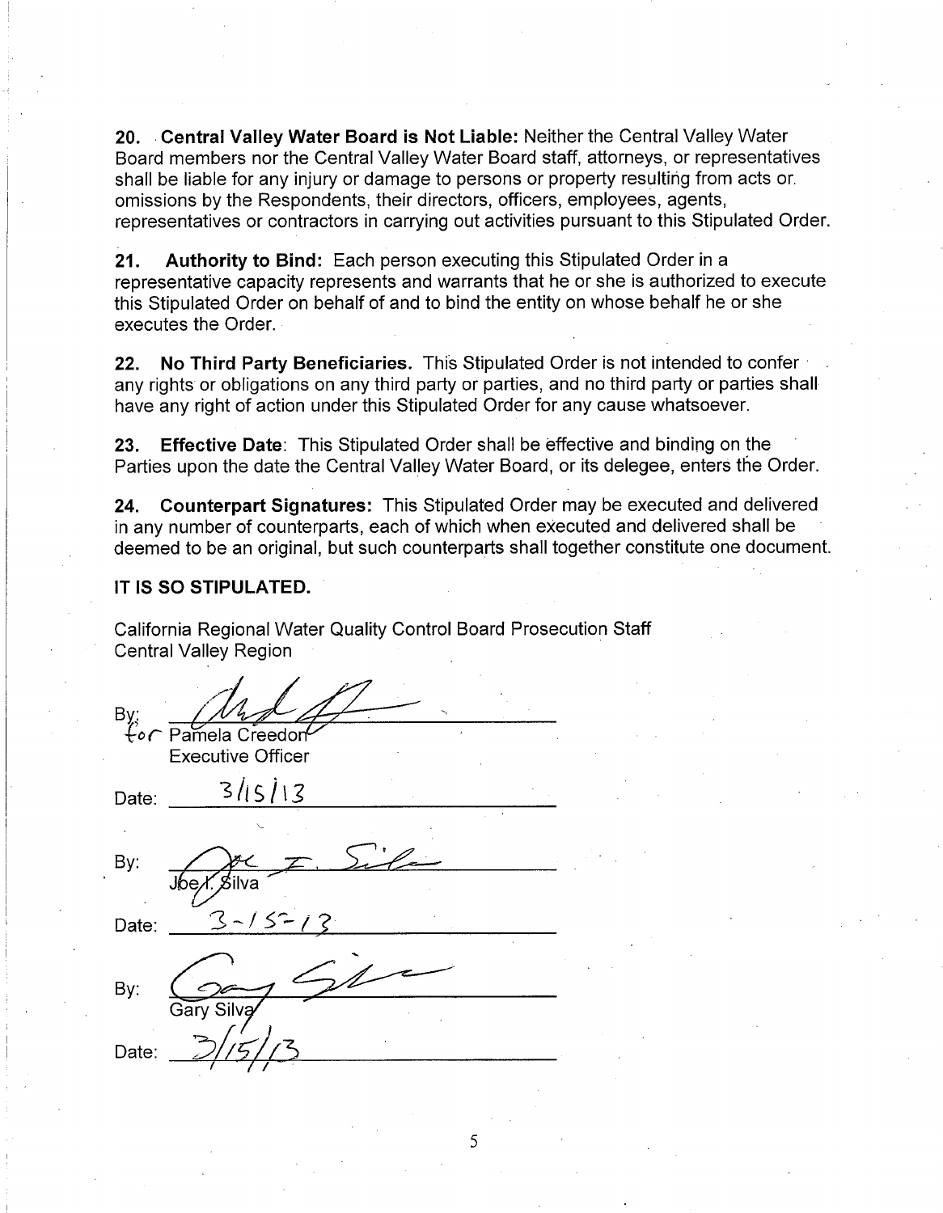**20. Central Valley Water Board is Not Liable:** Neither the Central Valley Water Board members nor the Central Valley Water Board staff, attorneys, or representatives shall be liable for any injury or damage to persons or property resulting from acts or omissions by the Respondents, their directors, officers, employees, agents, representatives or contractors in carrying out activities pursuant to this Stipulated Order.

**21. Authority to Bind:** Each person executing this Stipulated Order in a representative capacity represents and warrants that he or she is authorized to execute this Stipulated Order on behalf of and to bind the entity on whose behalf he or she executes the Order.

**22. No Third Party Beneficiaries.** This Stipulated Order is not intended to confer any rights or obligations on any third party or parties, and no third party or parties shall have any right of action under this Stipulated Order for any cause whatsoever.

**23. Effective Date**: This Stipulated Order shall be effective and binding on the Parties upon the date the Central Valley Water Board, or its delegee, enters the Order.

**24. Counterpart Signatures:** This Stipulated Order may be executed and delivered in any number of counterparts, each of which when executed and delivered shall be deemed to be an original, but such counterparts shall together constitute one document.

**IT IS SO STIPULATED.**

California Regional Water Quality Control Board Prosecution Staff
Central Valley Region

By: _[signature]_
for Pamela Creedon
Executive Officer

Date: 3/15/13

By: _[signature]_
Joe I. Silva

Date: 3-15-13

By: _[signature]_
Gary Silva

Date: 3/15/13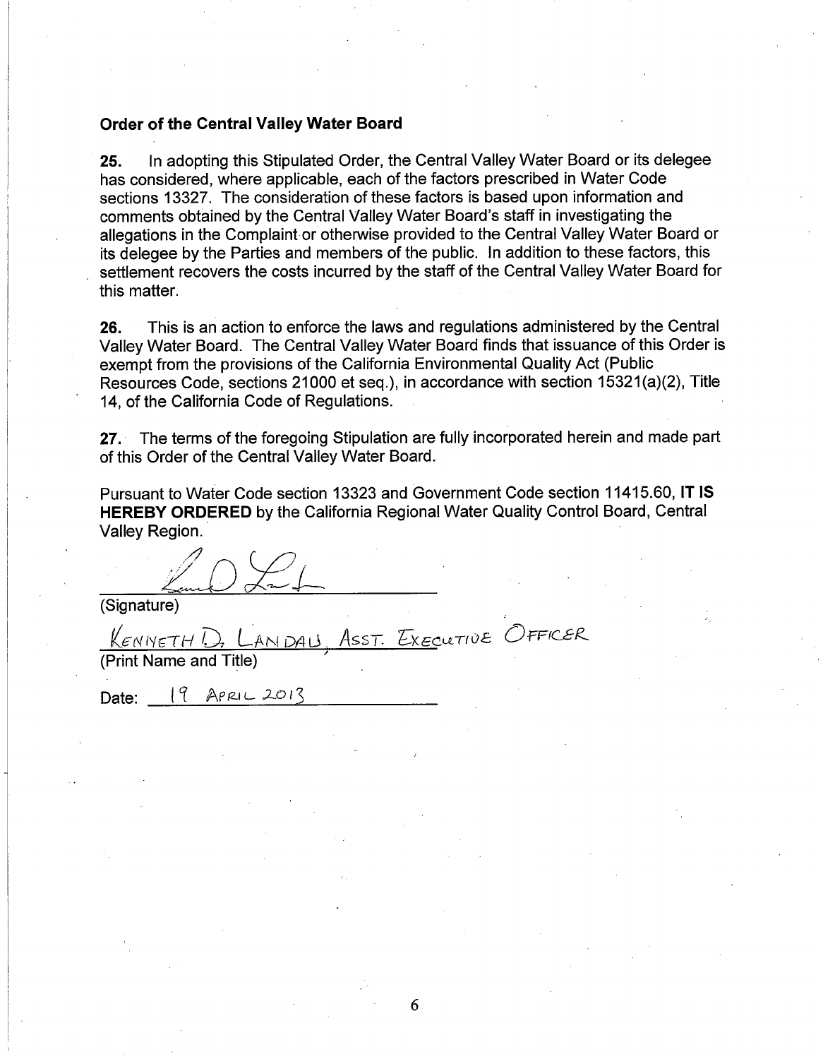**Order of the Central Valley Water Board**

**25.** In adopting this Stipulated Order, the Central Valley Water Board or its delegee has considered, where applicable, each of the factors prescribed in Water Code sections 13327. The consideration of these factors is based upon information and comments obtained by the Central Valley Water Board's staff in investigating the allegations in the Complaint or otherwise provided to the Central Valley Water Board or its delegee by the Parties and members of the public. In addition to these factors, this settlement recovers the costs incurred by the staff of the Central Valley Water Board for this matter.

**26.** This is an action to enforce the laws and regulations administered by the Central Valley Water Board. The Central Valley Water Board finds that issuance of this Order is exempt from the provisions of the California Environmental Quality Act (Public Resources Code, sections 21000 et seq.), in accordance with section 15321(a)(2), Title 14, of the California Code of Regulations.

**27.** The terms of the foregoing Stipulation are fully incorporated herein and made part of this Order of the Central Valley Water Board.

Pursuant to Water Code section 13323 and Government Code section 11415.60, **IT IS HEREBY ORDERED** by the California Regional Water Quality Control Board, Central Valley Region.

_______________________________
(Signature)

KENNETH D. LANDAU, ASST. EXECUTIVE OFFICER
(Print Name and Title)

Date: 19 APRIL 2013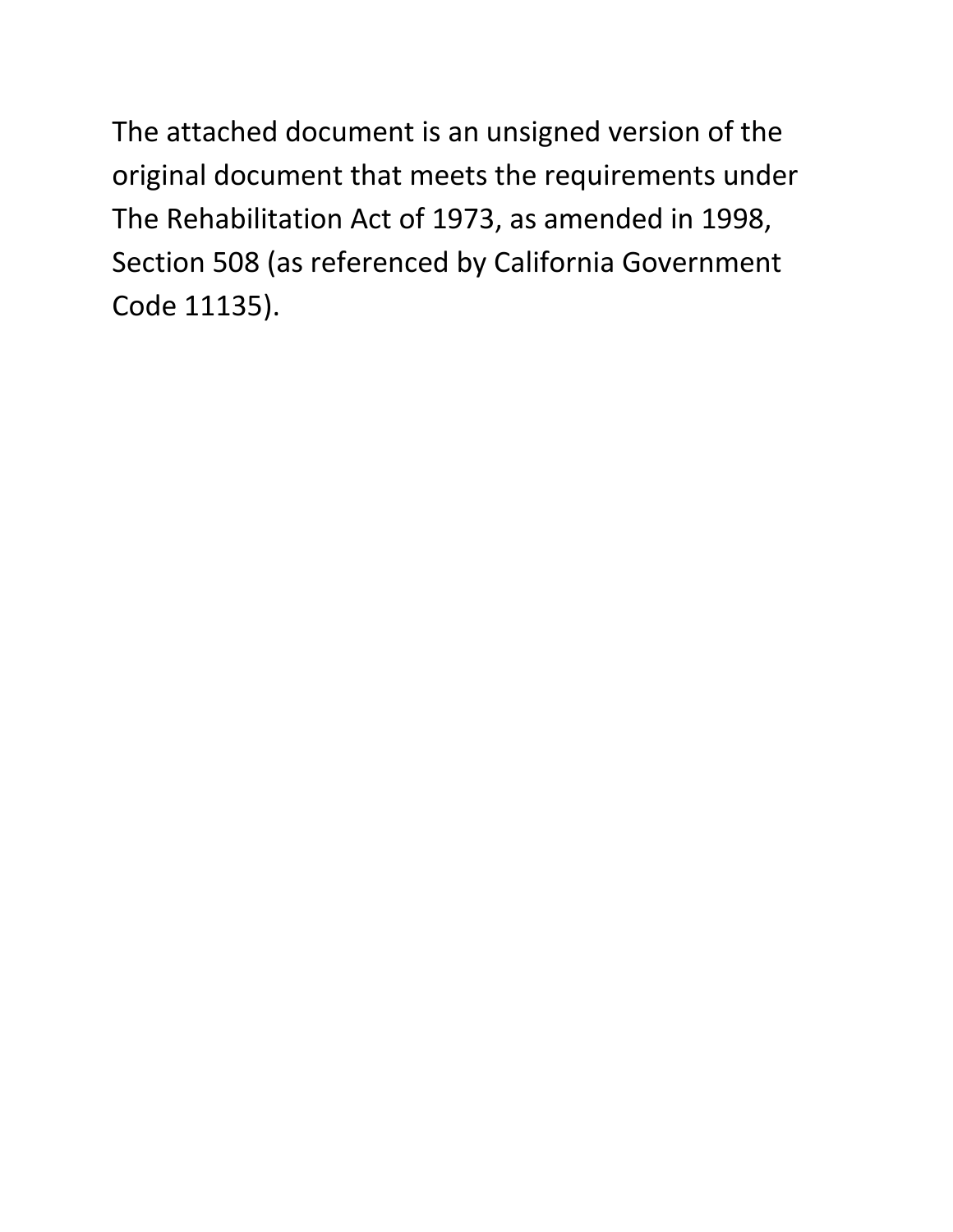The attached document is an unsigned version of the original document that meets the requirements under The Rehabilitation Act of 1973, as amended in 1998, Section 508 (as referenced by California Government Code 11135).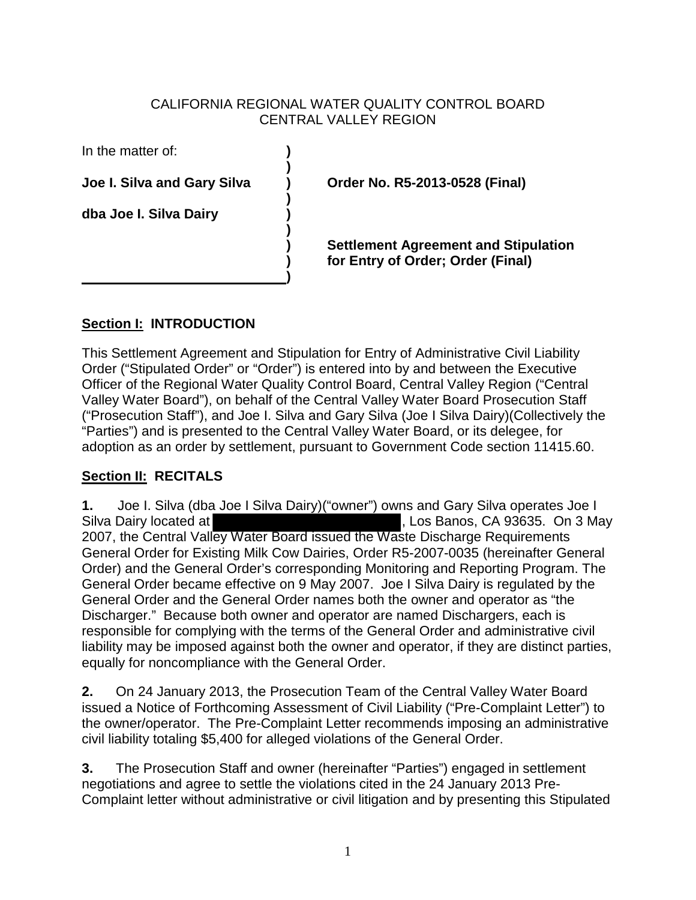CALIFORNIA REGIONAL WATER QUALITY CONTROL BOARD
CENTRAL VALLEY REGION

In the matter of:

**Joe I. Silva and Gary Silva**

**dba Joe I. Silva Dairy**

**Order No. R5-2013-0528 (Final)**

**Settlement Agreement and Stipulation for Entry of Order; Order (Final)**

## Section I: INTRODUCTION

This Settlement Agreement and Stipulation for Entry of Administrative Civil Liability Order ("Stipulated Order" or "Order") is entered into by and between the Executive Officer of the Regional Water Quality Control Board, Central Valley Region ("Central Valley Water Board"), on behalf of the Central Valley Water Board Prosecution Staff ("Prosecution Staff"), and Joe I. Silva and Gary Silva (Joe I Silva Dairy)(Collectively the "Parties") and is presented to the Central Valley Water Board, or its delegee, for adoption as an order by settlement, pursuant to Government Code section 11415.60.

## Section II: RECITALS

**1.** Joe I. Silva (dba Joe I Silva Dairy)("owner") owns and Gary Silva operates Joe I Silva Dairy located at [REDACTED], Los Banos, CA 93635. On 3 May 2007, the Central Valley Water Board issued the Waste Discharge Requirements General Order for Existing Milk Cow Dairies, Order R5-2007-0035 (hereinafter General Order) and the General Order's corresponding Monitoring and Reporting Program. The General Order became effective on 9 May 2007. Joe I Silva Dairy is regulated by the General Order and the General Order names both the owner and operator as "the Discharger." Because both owner and operator are named Dischargers, each is responsible for complying with the terms of the General Order and administrative civil liability may be imposed against both the owner and operator, if they are distinct parties, equally for noncompliance with the General Order.

**2.** On 24 January 2013, the Prosecution Team of the Central Valley Water Board issued a Notice of Forthcoming Assessment of Civil Liability ("Pre-Complaint Letter") to the owner/operator. The Pre-Complaint Letter recommends imposing an administrative civil liability totaling $5,400 for alleged violations of the General Order.

**3.** The Prosecution Staff and owner (hereinafter "Parties") engaged in settlement negotiations and agree to settle the violations cited in the 24 January 2013 Pre-Complaint letter without administrative or civil litigation and by presenting this Stipulated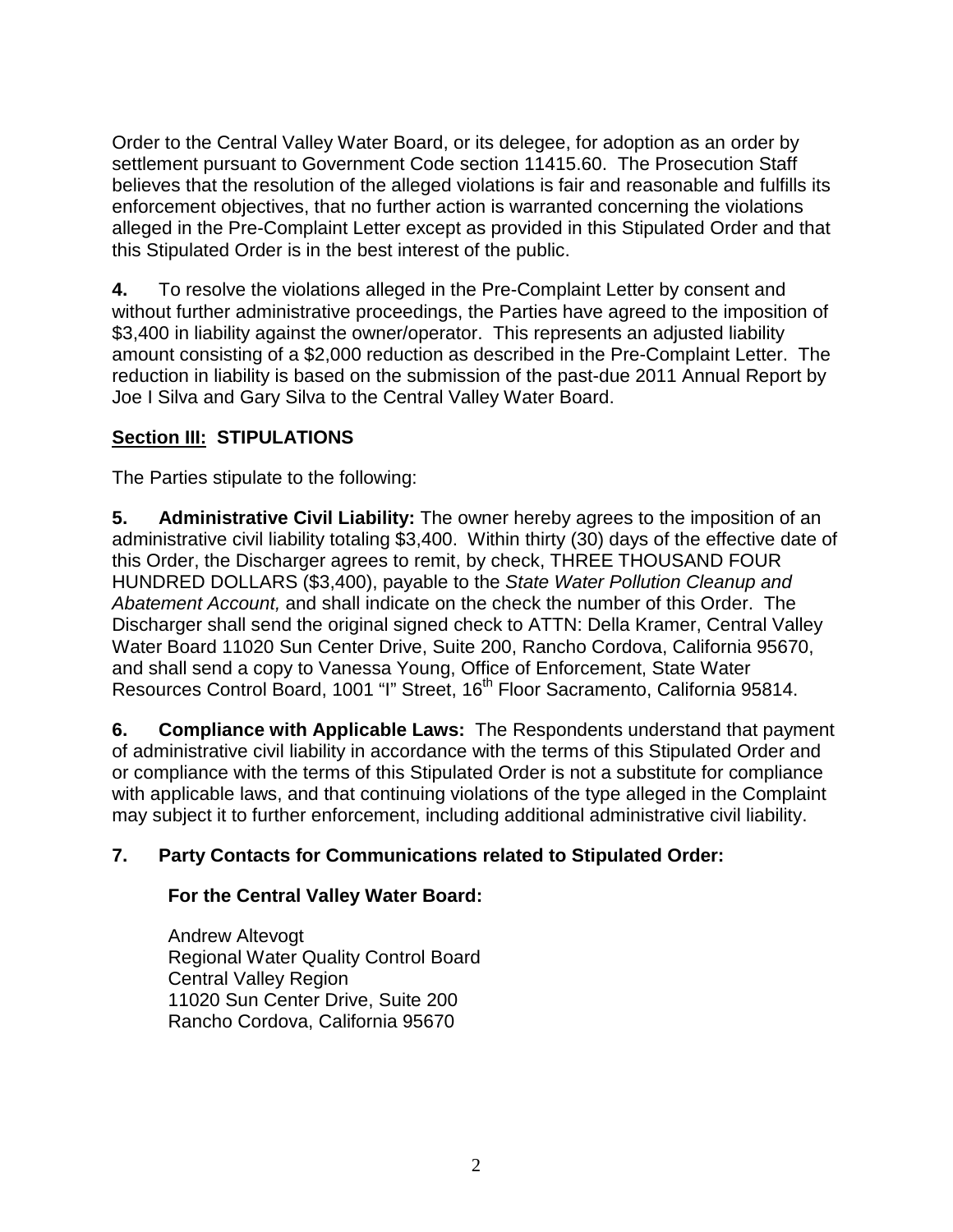Order to the Central Valley Water Board, or its delegee, for adoption as an order by settlement pursuant to Government Code section 11415.60. The Prosecution Staff believes that the resolution of the alleged violations is fair and reasonable and fulfills its enforcement objectives, that no further action is warranted concerning the violations alleged in the Pre-Complaint Letter except as provided in this Stipulated Order and that this Stipulated Order is in the best interest of the public.

**4.** To resolve the violations alleged in the Pre-Complaint Letter by consent and without further administrative proceedings, the Parties have agreed to the imposition of $3,400 in liability against the owner/operator. This represents an adjusted liability amount consisting of a $2,000 reduction as described in the Pre-Complaint Letter. The reduction in liability is based on the submission of the past-due 2011 Annual Report by Joe I Silva and Gary Silva to the Central Valley Water Board.

## **<u>Section III:</u> STIPULATIONS**

The Parties stipulate to the following:

**5. Administrative Civil Liability:** The owner hereby agrees to the imposition of an administrative civil liability totaling $3,400. Within thirty (30) days of the effective date of this Order, the Discharger agrees to remit, by check, THREE THOUSAND FOUR HUNDRED DOLLARS ($3,400), payable to the *State Water Pollution Cleanup and Abatement Account,* and shall indicate on the check the number of this Order. The Discharger shall send the original signed check to ATTN: Della Kramer, Central Valley Water Board 11020 Sun Center Drive, Suite 200, Rancho Cordova, California 95670, and shall send a copy to Vanessa Young, Office of Enforcement, State Water Resources Control Board, 1001 "I" Street, 16th Floor Sacramento, California 95814.

**6. Compliance with Applicable Laws:** The Respondents understand that payment of administrative civil liability in accordance with the terms of this Stipulated Order and or compliance with the terms of this Stipulated Order is not a substitute for compliance with applicable laws, and that continuing violations of the type alleged in the Complaint may subject it to further enforcement, including additional administrative civil liability.

**7. Party Contacts for Communications related to Stipulated Order:**

**For the Central Valley Water Board:**

Andrew Altevogt
Regional Water Quality Control Board
Central Valley Region
11020 Sun Center Drive, Suite 200
Rancho Cordova, California 95670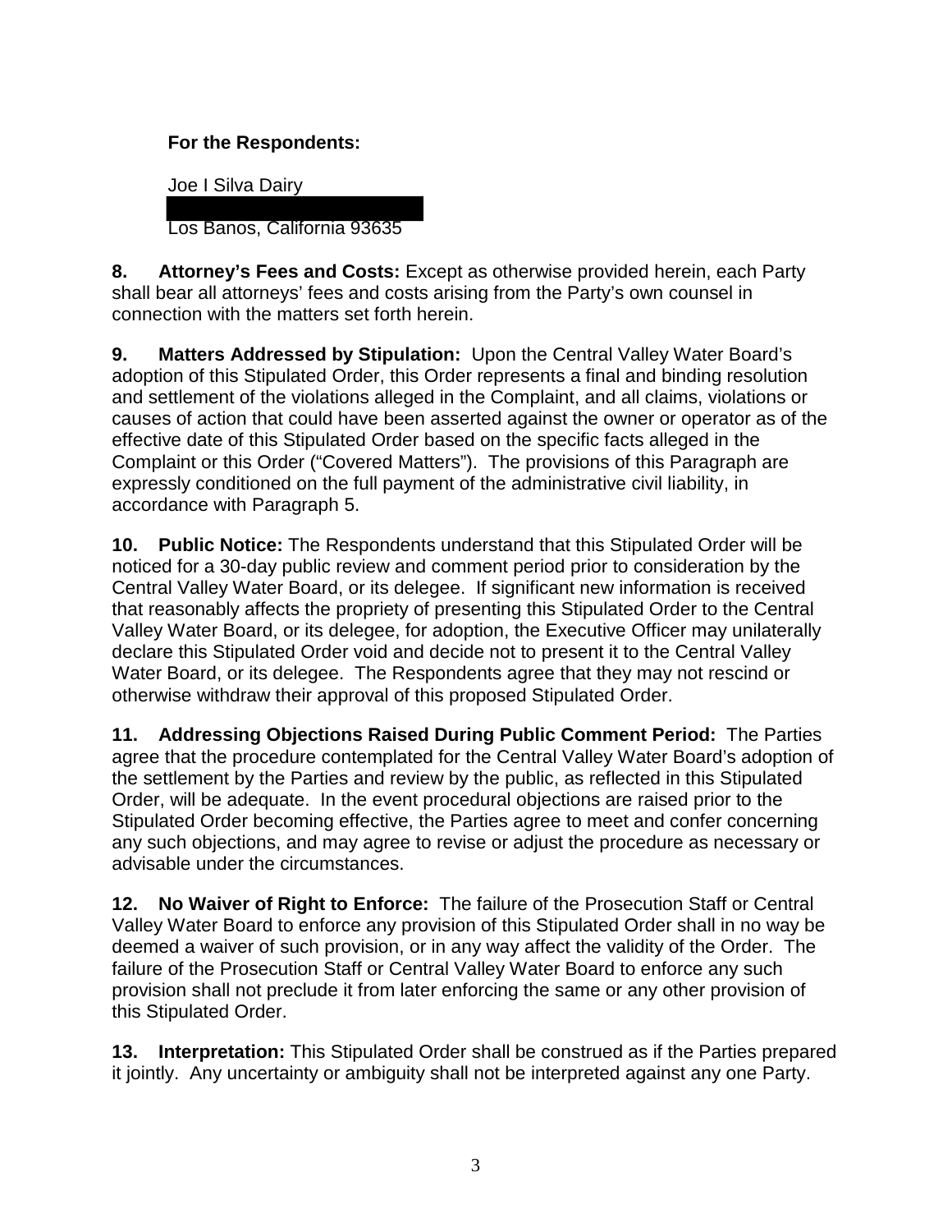**For the Respondents:**

Joe I Silva Dairy

Los Banos, California 93635

**8. Attorney's Fees and Costs:** Except as otherwise provided herein, each Party shall bear all attorneys' fees and costs arising from the Party's own counsel in connection with the matters set forth herein.

**9. Matters Addressed by Stipulation:** Upon the Central Valley Water Board's adoption of this Stipulated Order, this Order represents a final and binding resolution and settlement of the violations alleged in the Complaint, and all claims, violations or causes of action that could have been asserted against the owner or operator as of the effective date of this Stipulated Order based on the specific facts alleged in the Complaint or this Order ("Covered Matters"). The provisions of this Paragraph are expressly conditioned on the full payment of the administrative civil liability, in accordance with Paragraph 5.

**10. Public Notice:** The Respondents understand that this Stipulated Order will be noticed for a 30-day public review and comment period prior to consideration by the Central Valley Water Board, or its delegee. If significant new information is received that reasonably affects the propriety of presenting this Stipulated Order to the Central Valley Water Board, or its delegee, for adoption, the Executive Officer may unilaterally declare this Stipulated Order void and decide not to present it to the Central Valley Water Board, or its delegee. The Respondents agree that they may not rescind or otherwise withdraw their approval of this proposed Stipulated Order.

**11. Addressing Objections Raised During Public Comment Period:** The Parties agree that the procedure contemplated for the Central Valley Water Board's adoption of the settlement by the Parties and review by the public, as reflected in this Stipulated Order, will be adequate. In the event procedural objections are raised prior to the Stipulated Order becoming effective, the Parties agree to meet and confer concerning any such objections, and may agree to revise or adjust the procedure as necessary or advisable under the circumstances.

**12. No Waiver of Right to Enforce:** The failure of the Prosecution Staff or Central Valley Water Board to enforce any provision of this Stipulated Order shall in no way be deemed a waiver of such provision, or in any way affect the validity of the Order. The failure of the Prosecution Staff or Central Valley Water Board to enforce any such provision shall not preclude it from later enforcing the same or any other provision of this Stipulated Order.

**13. Interpretation:** This Stipulated Order shall be construed as if the Parties prepared it jointly. Any uncertainty or ambiguity shall not be interpreted against any one Party.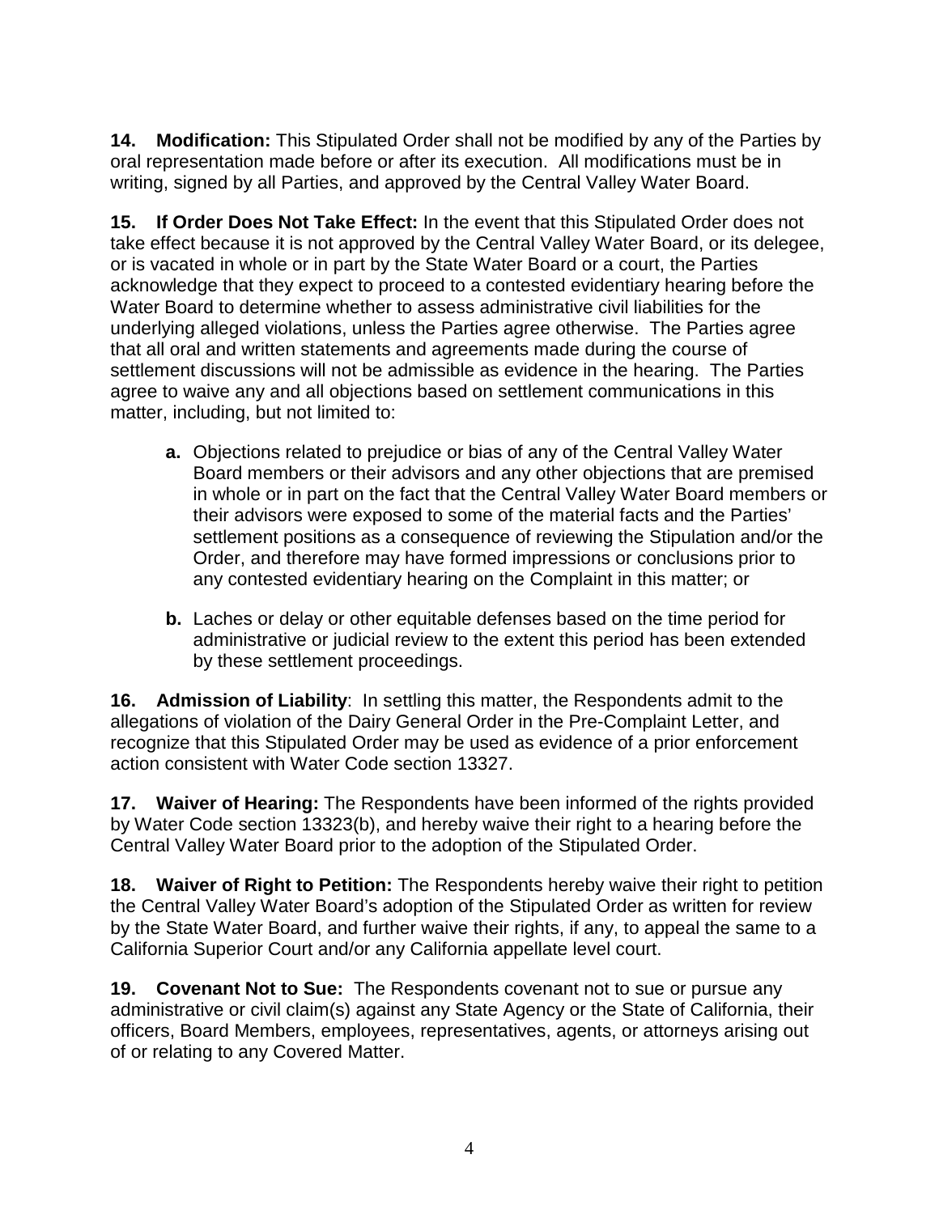**14. Modification:** This Stipulated Order shall not be modified by any of the Parties by oral representation made before or after its execution. All modifications must be in writing, signed by all Parties, and approved by the Central Valley Water Board.

**15. If Order Does Not Take Effect:** In the event that this Stipulated Order does not take effect because it is not approved by the Central Valley Water Board, or its delegee, or is vacated in whole or in part by the State Water Board or a court, the Parties acknowledge that they expect to proceed to a contested evidentiary hearing before the Water Board to determine whether to assess administrative civil liabilities for the underlying alleged violations, unless the Parties agree otherwise. The Parties agree that all oral and written statements and agreements made during the course of settlement discussions will not be admissible as evidence in the hearing. The Parties agree to waive any and all objections based on settlement communications in this matter, including, but not limited to:

- **a.** Objections related to prejudice or bias of any of the Central Valley Water Board members or their advisors and any other objections that are premised in whole or in part on the fact that the Central Valley Water Board members or their advisors were exposed to some of the material facts and the Parties' settlement positions as a consequence of reviewing the Stipulation and/or the Order, and therefore may have formed impressions or conclusions prior to any contested evidentiary hearing on the Complaint in this matter; or

- **b.** Laches or delay or other equitable defenses based on the time period for administrative or judicial review to the extent this period has been extended by these settlement proceedings.

**16. Admission of Liability**: In settling this matter, the Respondents admit to the allegations of violation of the Dairy General Order in the Pre-Complaint Letter, and recognize that this Stipulated Order may be used as evidence of a prior enforcement action consistent with Water Code section 13327.

**17. Waiver of Hearing:** The Respondents have been informed of the rights provided by Water Code section 13323(b), and hereby waive their right to a hearing before the Central Valley Water Board prior to the adoption of the Stipulated Order.

**18. Waiver of Right to Petition:** The Respondents hereby waive their right to petition the Central Valley Water Board's adoption of the Stipulated Order as written for review by the State Water Board, and further waive their rights, if any, to appeal the same to a California Superior Court and/or any California appellate level court.

**19. Covenant Not to Sue:** The Respondents covenant not to sue or pursue any administrative or civil claim(s) against any State Agency or the State of California, their officers, Board Members, employees, representatives, agents, or attorneys arising out of or relating to any Covered Matter.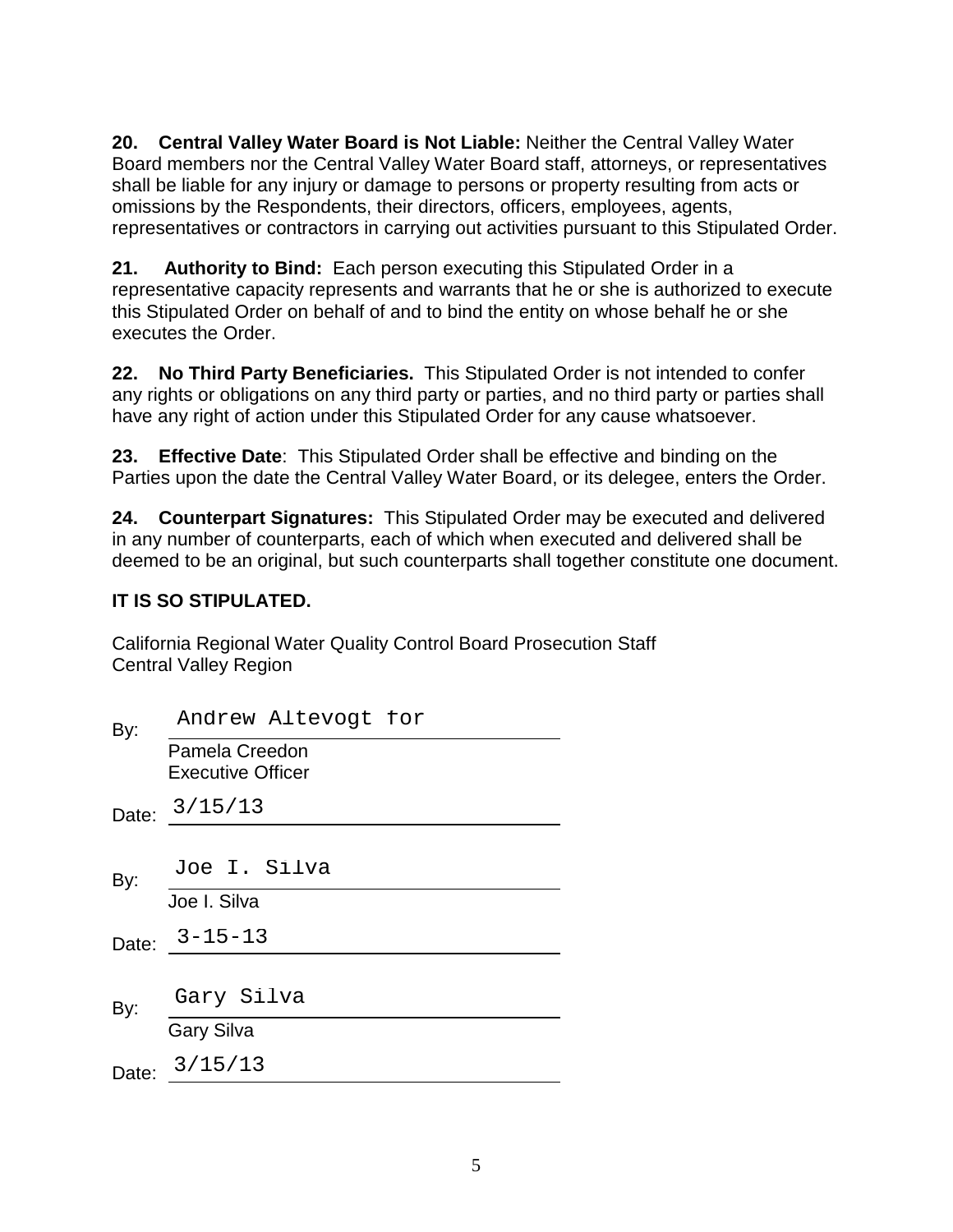**20. Central Valley Water Board is Not Liable:** Neither the Central Valley Water Board members nor the Central Valley Water Board staff, attorneys, or representatives shall be liable for any injury or damage to persons or property resulting from acts or omissions by the Respondents, their directors, officers, employees, agents, representatives or contractors in carrying out activities pursuant to this Stipulated Order.

**21. Authority to Bind:** Each person executing this Stipulated Order in a representative capacity represents and warrants that he or she is authorized to execute this Stipulated Order on behalf of and to bind the entity on whose behalf he or she executes the Order.

**22. No Third Party Beneficiaries.** This Stipulated Order is not intended to confer any rights or obligations on any third party or parties, and no third party or parties shall have any right of action under this Stipulated Order for any cause whatsoever.

**23. Effective Date**: This Stipulated Order shall be effective and binding on the Parties upon the date the Central Valley Water Board, or its delegee, enters the Order.

**24. Counterpart Signatures:** This Stipulated Order may be executed and delivered in any number of counterparts, each of which when executed and delivered shall be deemed to be an original, but such counterparts shall together constitute one document.

**IT IS SO STIPULATED.**

California Regional Water Quality Control Board Prosecution Staff
Central Valley Region

By: Andrew Altevogt for
Pamela Creedon
Executive Officer

Date: 3/15/13

By: Joe I. Silva
Joe I. Silva

Date: 3-15-13

By: Gary Silva
Gary Silva

Date: 3/15/13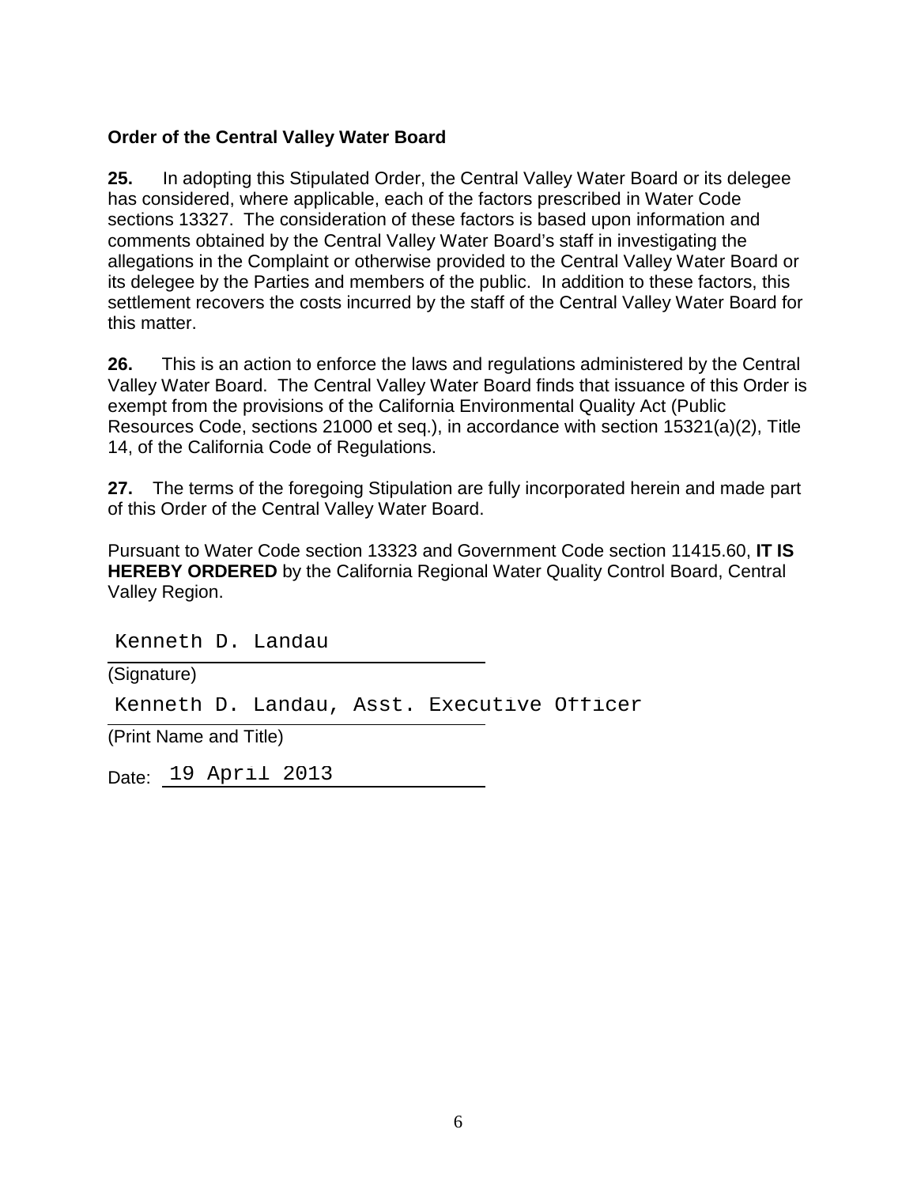**Order of the Central Valley Water Board**

**25.** In adopting this Stipulated Order, the Central Valley Water Board or its delegee has considered, where applicable, each of the factors prescribed in Water Code sections 13327. The consideration of these factors is based upon information and comments obtained by the Central Valley Water Board's staff in investigating the allegations in the Complaint or otherwise provided to the Central Valley Water Board or its delegee by the Parties and members of the public. In addition to these factors, this settlement recovers the costs incurred by the staff of the Central Valley Water Board for this matter.

**26.** This is an action to enforce the laws and regulations administered by the Central Valley Water Board. The Central Valley Water Board finds that issuance of this Order is exempt from the provisions of the California Environmental Quality Act (Public Resources Code, sections 21000 et seq.), in accordance with section 15321(a)(2), Title 14, of the California Code of Regulations.

**27.** The terms of the foregoing Stipulation are fully incorporated herein and made part of this Order of the Central Valley Water Board.

Pursuant to Water Code section 13323 and Government Code section 11415.60, **IT IS HEREBY ORDERED** by the California Regional Water Quality Control Board, Central Valley Region.

Kenneth D. Landau

(Signature)

Kenneth D. Landau, Asst. Executive Officer

(Print Name and Title)

Date: 19 April 2013